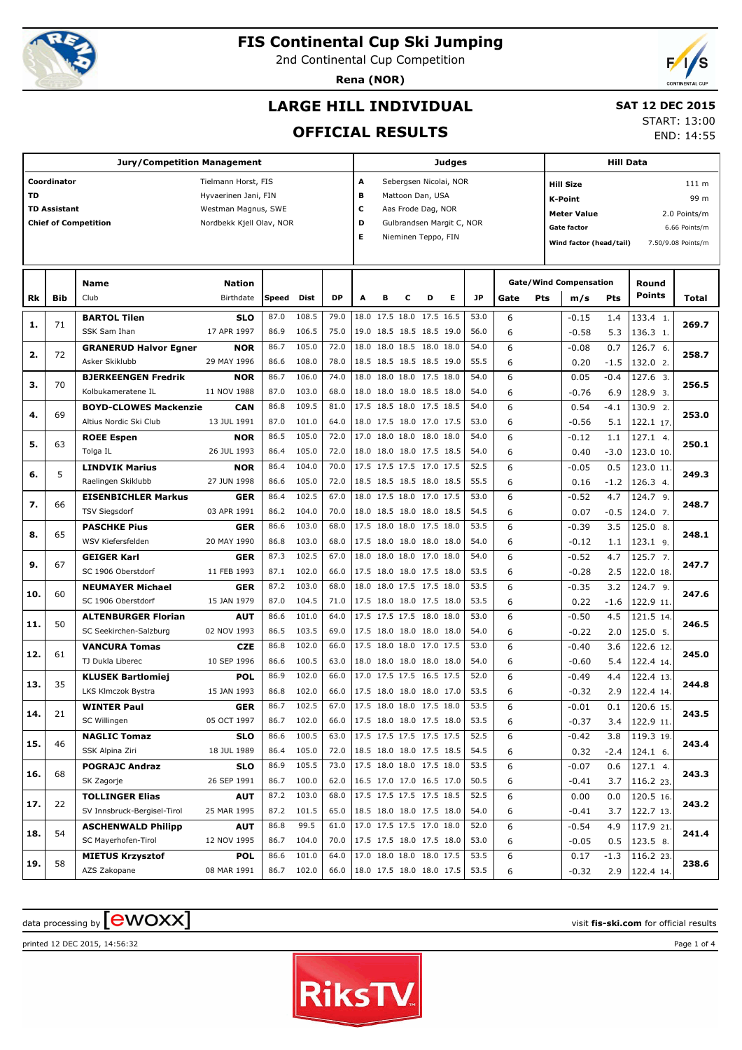# FIS Continental Cup Ski Jumping

2nd Continental Cup Competition

**Rena (NOR)**

## LARGE HILL INDIVIDUAL

## OFFICIAL RESULTS

**SAT 12 DEC 2015**

START: 13:00

END: 14:55

| Jury/Competition Management | | Judges | | Hill Data | |
|---|---|---|---|---|---|
| **Coordinator** | Tielmann Horst, FIS | A | Sebergsen Nicolai, NOR | **Hill Size** | 111 m |
| **TD** | Hyvaerinen Jani, FIN | B | Mattoon Dan, USA | **K-Point** | 99 m |
| **TD Assistant** | Westman Magnus, SWE | C | Aas Frode Dag, NOR | **Meter Value** | 2.0 Points/m |
| **Chief of Competition** | Nordbekk Kjell Olav, NOR | D | Gulbrandsen Margit C, NOR | **Gate factor** | 6.66 Points/m |
| | | E | Nieminen Teppo, FIN | **Wind factor (head/tail)** | 7.50/9.08 Points/m |

| Rk | Bib | Name / Club | Nation / Birthdate | Speed | Dist | DP | A | B | C | D | E | JP | Gate | Pts | m/s | Pts | Round Points | Total |
|---|---|---|---|---|---|---|---|---|---|---|---|---|---|---|---|---|---|---|
| 1. | 71 | **BARTOL Tilen** | **SLO** | 87.0 | 108.5 | 79.0 | 18.0 | 17.5 | 18.0 | 17.5 | 16.5 | 53.0 | 6 | | -0.15 | 1.4 | 133.4 1. | **269.7** |
| | | SSK Sam Ihan | 17 APR 1997 | 86.9 | 106.5 | 75.0 | 19.0 | 18.5 | 18.5 | 18.5 | 19.0 | 56.0 | 6 | | -0.58 | 5.3 | 136.3 1. | |
| 2. | 72 | **GRANERUD Halvor Egner** | **NOR** | 86.7 | 105.0 | 72.0 | 18.0 | 18.0 | 18.5 | 18.0 | 18.0 | 54.0 | 6 | | -0.08 | 0.7 | 126.7 6. | **258.7** |
| | | Asker Skiklubb | 29 MAY 1996 | 86.6 | 108.0 | 78.0 | 18.5 | 18.5 | 18.5 | 18.5 | 19.0 | 55.5 | 6 | | 0.20 | -1.5 | 132.0 2. | |
| 3. | 70 | **BJERKEENGEN Fredrik** | **NOR** | 86.7 | 106.0 | 74.0 | 18.0 | 18.0 | 18.0 | 17.5 | 18.0 | 54.0 | 6 | | 0.05 | -0.4 | 127.6 3. | **256.5** |
| | | Kolbukameratene IL | 11 NOV 1988 | 87.0 | 103.0 | 68.0 | 18.0 | 18.0 | 18.0 | 18.5 | 18.0 | 54.0 | 6 | | -0.76 | 6.9 | 128.9 3. | |
| 4. | 69 | **BOYD-CLOWES Mackenzie** | **CAN** | 86.8 | 109.5 | 81.0 | 17.5 | 18.5 | 18.0 | 17.5 | 18.5 | 54.0 | 6 | | 0.54 | -4.1 | 130.9 2. | **253.0** |
| | | Altius Nordic Ski Club | 13 JUL 1991 | 87.0 | 101.0 | 64.0 | 18.0 | 17.5 | 18.0 | 17.0 | 17.5 | 53.0 | 6 | | -0.56 | 5.1 | 122.1 17. | |
| 5. | 63 | **ROEE Espen** | **NOR** | 86.5 | 105.0 | 72.0 | 17.0 | 18.0 | 18.0 | 18.0 | 18.0 | 54.0 | 6 | | -0.12 | 1.1 | 127.1 4. | **250.1** |
| | | Tolga IL | 26 JUL 1993 | 86.4 | 105.0 | 72.0 | 18.0 | 18.0 | 18.0 | 17.5 | 18.5 | 54.0 | 6 | | 0.40 | -3.0 | 123.0 10. | |
| 6. | 5 | **LINDVIK Marius** | **NOR** | 86.4 | 104.0 | 70.0 | 17.5 | 17.5 | 17.5 | 17.0 | 17.5 | 52.5 | 6 | | -0.05 | 0.5 | 123.0 11. | **249.3** |
| | | Raelingen Skiklubb | 27 JUN 1998 | 86.6 | 105.0 | 72.0 | 18.5 | 18.5 | 18.5 | 18.0 | 18.5 | 55.5 | 6 | | 0.16 | -1.2 | 126.3 4. | |
| 7. | 66 | **EISENBICHLER Markus** | **GER** | 86.4 | 102.5 | 67.0 | 18.0 | 17.5 | 18.0 | 17.0 | 17.5 | 53.0 | 6 | | -0.52 | 4.7 | 124.7 9. | **248.7** |
| | | TSV Siegsdorf | 03 APR 1991 | 86.2 | 104.0 | 70.0 | 18.0 | 18.5 | 18.0 | 18.0 | 18.5 | 54.5 | 6 | | 0.07 | -0.5 | 124.0 7. | |
| 8. | 65 | **PASCHKE Pius** | **GER** | 86.6 | 103.0 | 68.0 | 17.5 | 18.0 | 18.0 | 17.5 | 18.0 | 53.5 | 6 | | -0.39 | 3.5 | 125.0 8. | **248.1** |
| | | WSV Kiefersfelden | 20 MAY 1990 | 86.8 | 103.0 | 68.0 | 17.5 | 18.0 | 18.0 | 18.0 | 18.0 | 54.0 | 6 | | -0.12 | 1.1 | 123.1 9. | |
| 9. | 67 | **GEIGER Karl** | **GER** | 87.3 | 102.5 | 67.0 | 18.0 | 18.0 | 18.0 | 17.0 | 18.0 | 54.0 | 6 | | -0.52 | 4.7 | 125.7 7. | **247.7** |
| | | SC 1906 Oberstdorf | 11 FEB 1993 | 87.1 | 102.0 | 66.0 | 17.5 | 18.0 | 18.0 | 17.5 | 18.0 | 53.5 | 6 | | -0.28 | 2.5 | 122.0 18. | |
| 10. | 60 | **NEUMAYER Michael** | **GER** | 87.2 | 103.0 | 68.0 | 18.0 | 18.0 | 17.5 | 17.5 | 18.0 | 53.5 | 6 | | -0.35 | 3.2 | 124.7 9. | **247.6** |
| | | SC 1906 Oberstdorf | 15 JAN 1979 | 87.0 | 104.5 | 71.0 | 17.5 | 18.0 | 18.0 | 17.5 | 18.0 | 53.5 | 6 | | 0.22 | -1.6 | 122.9 11. | |
| 11. | 50 | **ALTENBURGER Florian** | **AUT** | 86.6 | 101.0 | 64.0 | 17.5 | 17.5 | 17.5 | 18.0 | 18.0 | 53.0 | 6 | | -0.50 | 4.5 | 121.5 14. | **246.5** |
| | | SC Seekirchen-Salzburg | 02 NOV 1993 | 86.5 | 103.5 | 69.0 | 17.5 | 18.0 | 18.0 | 18.0 | 18.0 | 54.0 | 6 | | -0.22 | 2.0 | 125.0 5. | |
| 12. | 61 | **VANCURA Tomas** | **CZE** | 86.8 | 102.0 | 66.0 | 17.5 | 18.0 | 18.0 | 17.0 | 17.5 | 53.0 | 6 | | -0.40 | 3.6 | 122.6 12. | **245.0** |
| | | TJ Dukla Liberec | 10 SEP 1996 | 86.6 | 100.5 | 63.0 | 18.0 | 18.0 | 18.0 | 18.0 | 18.0 | 54.0 | 6 | | -0.60 | 5.4 | 122.4 14. | |
| 13. | 35 | **KLUSEK Bartlomiej** | **POL** | 86.9 | 102.0 | 66.0 | 17.0 | 17.5 | 17.5 | 16.5 | 17.5 | 52.0 | 6 | | -0.49 | 4.4 | 122.4 13. | **244.8** |
| | | LKS Klmczok Bystra | 15 JAN 1993 | 86.8 | 102.0 | 66.0 | 17.5 | 18.0 | 18.0 | 18.0 | 17.0 | 53.5 | 6 | | -0.32 | 2.9 | 122.4 14. | |
| 14. | 21 | **WINTER Paul** | **GER** | 86.7 | 102.5 | 67.0 | 17.5 | 18.0 | 18.0 | 17.5 | 18.0 | 53.5 | 6 | | -0.01 | 0.1 | 120.6 15. | **243.5** |
| | | SC Willingen | 05 OCT 1997 | 86.7 | 102.0 | 66.0 | 17.5 | 18.0 | 18.0 | 17.5 | 18.0 | 53.5 | 6 | | -0.37 | 3.4 | 122.9 11. | |
| 15. | 46 | **NAGLIC Tomaz** | **SLO** | 86.6 | 100.5 | 63.0 | 17.5 | 17.5 | 17.5 | 17.5 | 17.5 | 52.5 | 6 | | -0.42 | 3.8 | 119.3 19. | **243.4** |
| | | SSK Alpina Ziri | 18 JUL 1989 | 86.4 | 105.0 | 72.0 | 18.5 | 18.0 | 18.0 | 17.5 | 18.5 | 54.5 | 6 | | 0.32 | -2.4 | 124.1 6. | |
| 16. | 68 | **POGRAJC Andraz** | **SLO** | 86.9 | 105.5 | 73.0 | 17.5 | 18.0 | 18.0 | 17.5 | 18.0 | 53.5 | 6 | | -0.07 | 0.6 | 127.1 4. | **243.3** |
| | | SK Zagorje | 26 SEP 1991 | 86.7 | 100.0 | 62.0 | 16.5 | 17.0 | 17.0 | 16.5 | 17.0 | 50.5 | 6 | | -0.41 | 3.7 | 116.2 23. | |
| 17. | 22 | **TOLLINGER Elias** | **AUT** | 87.2 | 103.0 | 68.0 | 17.5 | 17.5 | 17.5 | 17.5 | 18.5 | 52.5 | 6 | | 0.00 | 0.0 | 120.5 16. | **243.2** |
| | | SV Innsbruck-Bergisel-Tirol | 25 MAR 1995 | 87.2 | 101.5 | 65.0 | 18.5 | 18.0 | 18.0 | 17.5 | 18.0 | 54.0 | 6 | | -0.41 | 3.7 | 122.7 13. | |
| 18. | 54 | **ASCHENWALD Philipp** | **AUT** | 86.8 | 99.5 | 61.0 | 17.0 | 17.5 | 17.5 | 17.0 | 18.0 | 52.0 | 6 | | -0.54 | 4.9 | 117.9 21. | **241.4** |
| | | SC Mayerhofen-Tirol | 12 NOV 1995 | 86.7 | 104.0 | 70.0 | 17.5 | 17.5 | 18.0 | 17.5 | 18.0 | 53.0 | 6 | | -0.05 | 0.5 | 123.5 8. | |
| 19. | 58 | **MIETUS Krzysztof** | **POL** | 86.6 | 101.0 | 64.0 | 17.0 | 18.0 | 18.0 | 18.0 | 17.5 | 53.5 | 6 | | 0.17 | -1.3 | 116.2 23. | **238.6** |
| | | AZS Zakopane | 08 MAR 1991 | 86.7 | 102.0 | 66.0 | 18.0 | 17.5 | 18.0 | 18.0 | 17.5 | 53.5 | 6 | | -0.32 | 2.9 | 122.4 14. | |

data processing by ewoxx — visit **fis-ski.com** for official results

printed 12 DEC 2015, 14:56:32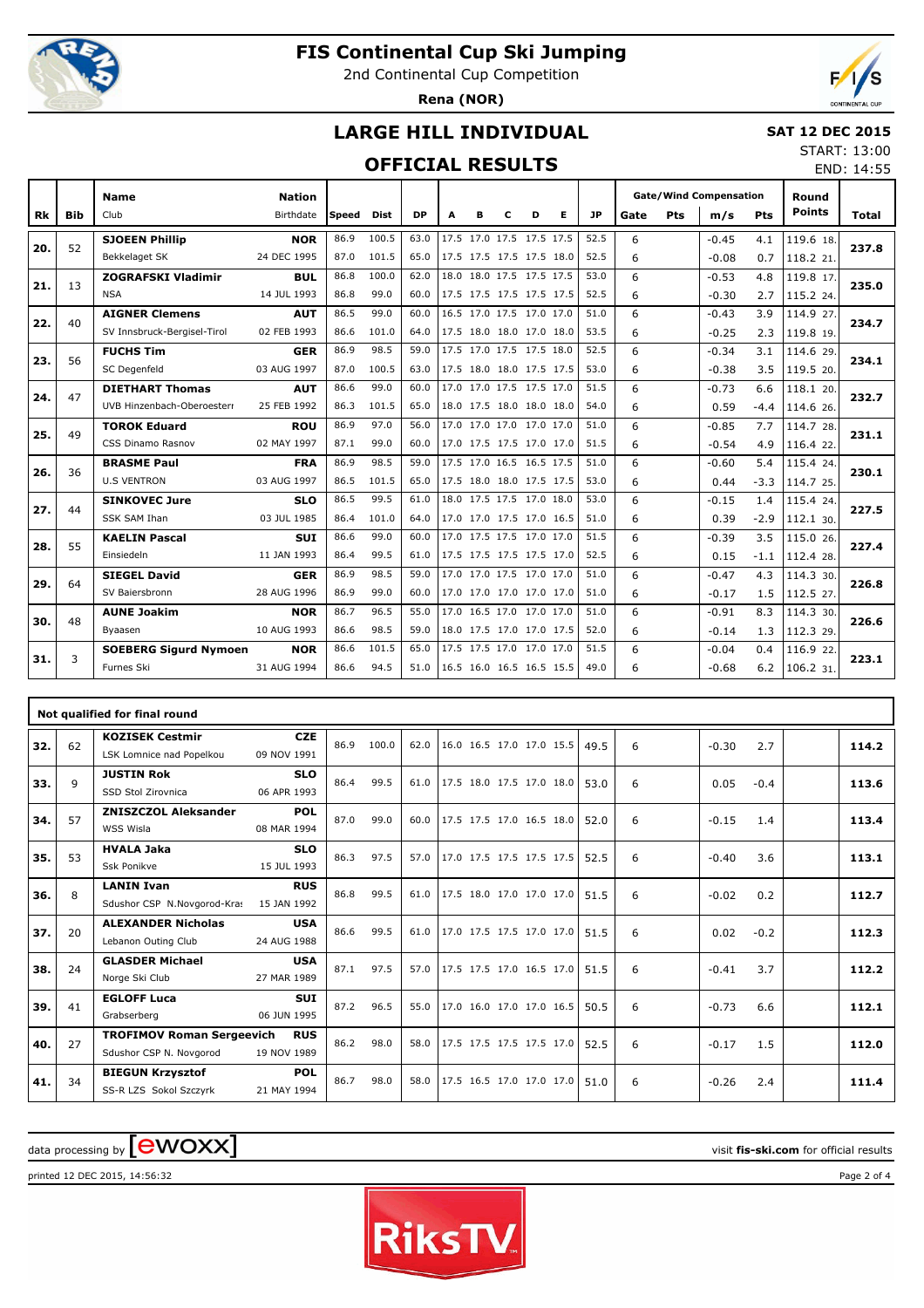# FIS Continental Cup Ski Jumping

2nd Continental Cup Competition

**Rena (NOR)**

## LARGE HILL INDIVIDUAL

**SAT 12 DEC 2015**

START: 13:00

END: 14:55

## OFFICIAL RESULTS

| Rk | Bib | Name / Club | Nation / Birthdate | Speed | Dist | DP | A | B | C | D | E | JP | Gate | Pts | m/s | Pts | Round Points | Total |
|---|---|---|---|---|---|---|---|---|---|---|---|---|---|---|---|---|---|---|
| 20. | 52 | **SJOEEN Phillip** | **NOR** | 86.9 | 100.5 | 63.0 | 17.5 | 17.0 | 17.5 | 17.5 | 17.5 | 52.5 | 6 | | -0.45 | 4.1 | 119.6 18. | 237.8 |
| | | Bekkelaget SK | 24 DEC 1995 | 87.0 | 101.5 | 65.0 | 17.5 | 17.5 | 17.5 | 17.5 | 18.0 | 52.5 | 6 | | -0.08 | 0.7 | 118.2 21. | |
| 21. | 13 | **ZOGRAFSKI Vladimir** | **BUL** | 86.8 | 100.0 | 62.0 | 18.0 | 18.0 | 17.5 | 17.5 | 17.5 | 53.0 | 6 | | -0.53 | 4.8 | 119.8 17. | 235.0 |
| | | NSA | 14 JUL 1993 | 86.8 | 99.0 | 60.0 | 17.5 | 17.5 | 17.5 | 17.5 | 17.5 | 52.5 | 6 | | -0.30 | 2.7 | 115.2 24. | |
| 22. | 40 | **AIGNER Clemens** | **AUT** | 86.5 | 99.0 | 60.0 | 16.5 | 17.0 | 17.5 | 17.0 | 17.0 | 51.0 | 6 | | -0.43 | 3.9 | 114.9 27. | 234.7 |
| | | SV Innsbruck-Bergisel-Tirol | 02 FEB 1993 | 86.6 | 101.0 | 64.0 | 17.5 | 18.0 | 18.0 | 17.0 | 18.0 | 53.5 | 6 | | -0.25 | 2.3 | 119.8 19. | |
| 23. | 56 | **FUCHS Tim** | **GER** | 86.9 | 98.5 | 59.0 | 17.5 | 17.0 | 17.5 | 17.5 | 18.0 | 52.5 | 6 | | -0.34 | 3.1 | 114.6 29. | 234.1 |
| | | SC Degenfeld | 03 AUG 1997 | 87.0 | 100.5 | 63.0 | 17.5 | 18.0 | 18.0 | 17.5 | 17.5 | 53.0 | 6 | | -0.38 | 3.5 | 119.5 20. | |
| 24. | 47 | **DIETHART Thomas** | **AUT** | 86.6 | 99.0 | 60.0 | 17.0 | 17.0 | 17.5 | 17.5 | 17.0 | 51.5 | 6 | | -0.73 | 6.6 | 118.1 20. | 232.7 |
| | | UVB Hinzenbach-Oberoesterr | 25 FEB 1992 | 86.3 | 101.5 | 65.0 | 18.0 | 17.5 | 18.0 | 18.0 | 18.0 | 54.0 | 6 | | 0.59 | -4.4 | 114.6 26. | |
| 25. | 49 | **TOROK Eduard** | **ROU** | 86.9 | 97.0 | 56.0 | 17.0 | 17.0 | 17.0 | 17.0 | 17.0 | 51.0 | 6 | | -0.85 | 7.7 | 114.7 28. | 231.1 |
| | | CSS Dinamo Rasnov | 02 MAY 1997 | 87.1 | 99.0 | 60.0 | 17.0 | 17.5 | 17.5 | 17.0 | 17.0 | 51.5 | 6 | | -0.54 | 4.9 | 116.4 22. | |
| 26. | 36 | **BRASME Paul** | **FRA** | 86.9 | 98.5 | 59.0 | 17.5 | 17.0 | 16.5 | 16.5 | 17.5 | 51.0 | 6 | | -0.60 | 5.4 | 115.4 24. | 230.1 |
| | | U.S VENTRON | 03 AUG 1997 | 86.5 | 101.5 | 65.0 | 17.5 | 18.0 | 18.0 | 17.5 | 17.5 | 53.0 | 6 | | 0.44 | -3.3 | 114.7 25. | |
| 27. | 44 | **SINKOVEC Jure** | **SLO** | 86.5 | 99.5 | 61.0 | 18.0 | 17.5 | 17.5 | 17.0 | 18.0 | 53.0 | 6 | | -0.15 | 1.4 | 115.4 24. | 227.5 |
| | | SSK SAM Ihan | 03 JUL 1985 | 86.4 | 101.0 | 64.0 | 17.0 | 17.0 | 17.5 | 17.0 | 16.5 | 51.0 | 6 | | 0.39 | -2.9 | 112.1 30. | |
| 28. | 55 | **KAELIN Pascal** | **SUI** | 86.6 | 99.0 | 60.0 | 17.0 | 17.5 | 17.5 | 17.0 | 17.0 | 51.5 | 6 | | -0.39 | 3.5 | 115.0 26. | 227.4 |
| | | Einsiedeln | 11 JAN 1993 | 86.4 | 99.5 | 61.0 | 17.5 | 17.5 | 17.5 | 17.5 | 17.0 | 52.5 | 6 | | 0.15 | -1.1 | 112.4 28. | |
| 29. | 64 | **SIEGEL David** | **GER** | 86.9 | 98.5 | 59.0 | 17.0 | 17.0 | 17.5 | 17.0 | 17.0 | 51.0 | 6 | | -0.47 | 4.3 | 114.3 30. | 226.8 |
| | | SV Baiersbronn | 28 AUG 1996 | 86.9 | 99.0 | 60.0 | 17.0 | 17.0 | 17.0 | 17.0 | 17.0 | 51.0 | 6 | | -0.17 | 1.5 | 112.5 27. | |
| 30. | 48 | **AUNE Joakim** | **NOR** | 86.7 | 96.5 | 55.0 | 17.0 | 16.5 | 17.0 | 17.0 | 17.0 | 51.0 | 6 | | -0.91 | 8.3 | 114.3 30. | 226.6 |
| | | Byaasen | 10 AUG 1993 | 86.6 | 98.5 | 59.0 | 18.0 | 17.5 | 17.0 | 17.0 | 17.5 | 52.0 | 6 | | -0.14 | 1.3 | 112.3 29. | |
| 31. | 3 | **SOEBERG Sigurd Nymoen** | **NOR** | 86.6 | 101.5 | 65.0 | 17.5 | 17.5 | 17.0 | 17.0 | 17.0 | 51.5 | 6 | | -0.04 | 0.4 | 116.9 22. | 223.1 |
| | | Furnes Ski | 31 AUG 1994 | 86.6 | 94.5 | 51.0 | 16.5 | 16.0 | 16.5 | 16.5 | 15.5 | 49.0 | 6 | | -0.68 | 6.2 | 106.2 31. | |

### Not qualified for final round

| Rk | Bib | Name / Club | Nation / Birthdate | Speed | Dist | DP | A | B | C | D | E | JP | Gate | Pts | m/s | Pts | Round Points | Total |
|---|---|---|---|---|---|---|---|---|---|---|---|---|---|---|---|---|---|---|
| 32. | 62 | **KOZISEK Cestmir** / LSK Lomnice nad Popelkou | **CZE** / 09 NOV 1991 | 86.9 | 100.0 | 62.0 | 16.0 | 16.5 | 17.0 | 17.0 | 15.5 | 49.5 | 6 | | -0.30 | 2.7 | | 114.2 |
| 33. | 9 | **JUSTIN Rok** / SSD Stol Zirovnica | **SLO** / 06 APR 1993 | 86.4 | 99.5 | 61.0 | 17.5 | 18.0 | 17.5 | 17.0 | 18.0 | 53.0 | 6 | | 0.05 | -0.4 | | 113.6 |
| 34. | 57 | **ZNISZCZOL Aleksander** / WSS Wisla | **POL** / 08 MAR 1994 | 87.0 | 99.0 | 60.0 | 17.5 | 17.5 | 17.0 | 16.5 | 18.0 | 52.0 | 6 | | -0.15 | 1.4 | | 113.4 |
| 35. | 53 | **HVALA Jaka** / Ssk Ponikve | **SLO** / 15 JUL 1993 | 86.3 | 97.5 | 57.0 | 17.0 | 17.5 | 17.5 | 17.5 | 17.5 | 52.5 | 6 | | -0.40 | 3.6 | | 113.1 |
| 36. | 8 | **LANIN Ivan** / Sdushor CSP N.Novgorod-Kras | **RUS** / 15 JAN 1992 | 86.8 | 99.5 | 61.0 | 17.5 | 18.0 | 17.0 | 17.0 | 17.0 | 51.5 | 6 | | -0.02 | 0.2 | | 112.7 |
| 37. | 20 | **ALEXANDER Nicholas** / Lebanon Outing Club | **USA** / 24 AUG 1988 | 86.6 | 99.5 | 61.0 | 17.0 | 17.5 | 17.5 | 17.0 | 17.0 | 51.5 | 6 | | 0.02 | -0.2 | | 112.3 |
| 38. | 24 | **GLASDER Michael** / Norge Ski Club | **USA** / 27 MAR 1989 | 87.1 | 97.5 | 57.0 | 17.5 | 17.5 | 17.0 | 16.5 | 17.0 | 51.5 | 6 | | -0.41 | 3.7 | | 112.2 |
| 39. | 41 | **EGLOFF Luca** / Grabserberg | **SUI** / 06 JUN 1995 | 87.2 | 96.5 | 55.0 | 17.0 | 16.0 | 17.0 | 17.0 | 16.5 | 50.5 | 6 | | -0.73 | 6.6 | | 112.1 |
| 40. | 27 | **TROFIMOV Roman Sergeevich** / Sdushor CSP N. Novgorod | **RUS** / 19 NOV 1989 | 86.2 | 98.0 | 58.0 | 17.5 | 17.5 | 17.5 | 17.5 | 17.0 | 52.5 | 6 | | -0.17 | 1.5 | | 112.0 |
| 41. | 34 | **BIEGUN Krzysztof** / SS-R LZS Sokol Szczyrk | **POL** / 21 MAY 1994 | 86.7 | 98.0 | 58.0 | 17.5 | 16.5 | 17.0 | 17.0 | 17.0 | 51.0 | 6 | | -0.26 | 2.4 | | 111.4 |

data processing by ewoxx — visit **fis-ski.com** for official results

printed 12 DEC 2015, 14:56:32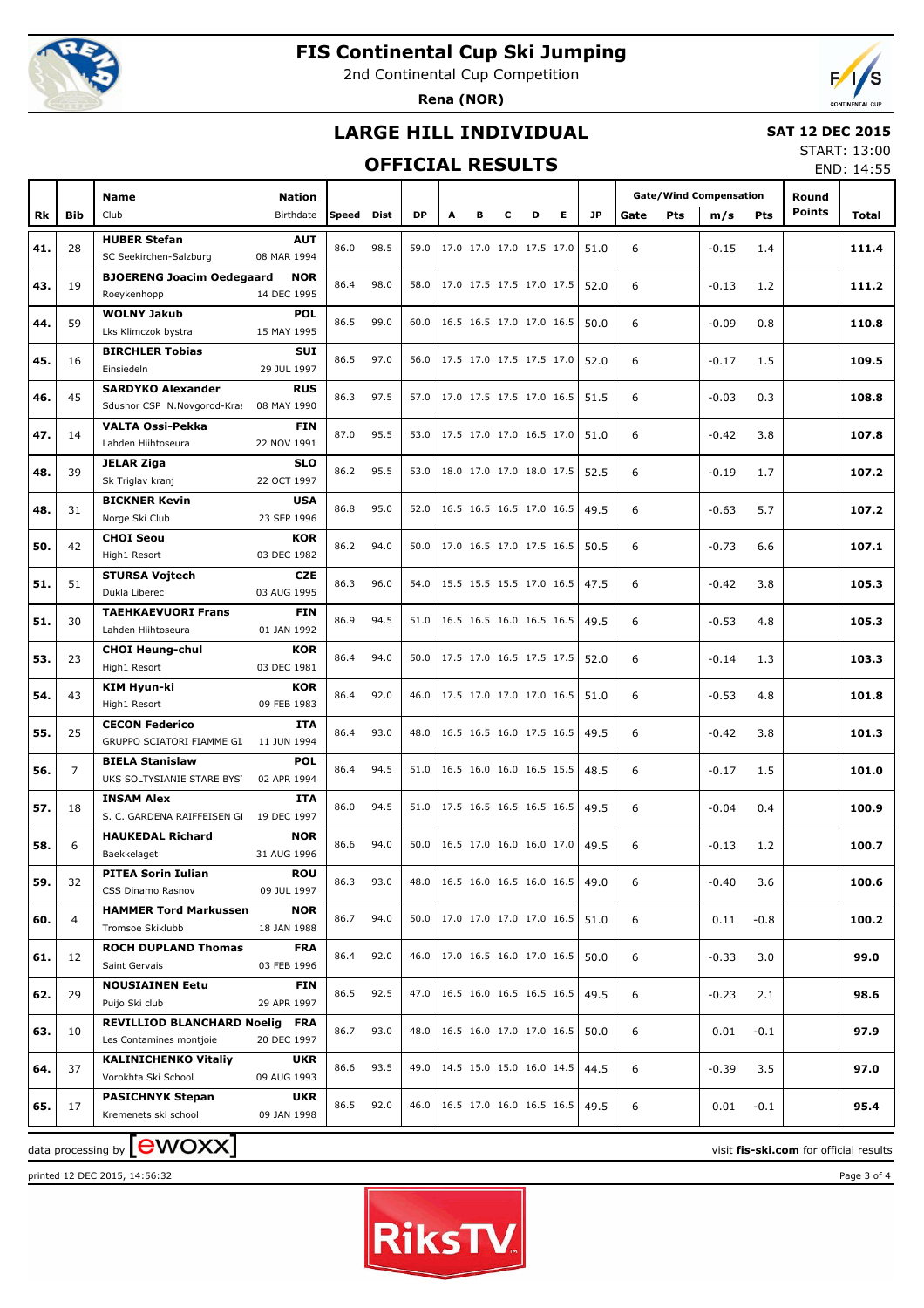# FIS Continental Cup Ski Jumping

2nd Continental Cup Competition

**Rena (NOR)**

## LARGE HILL INDIVIDUAL

## OFFICIAL RESULTS

**SAT 12 DEC 2015**

START: 13:00

END: 14:55

| Rk | Bib | Name / Club | Nation / Birthdate | Speed | Dist | DP | A | B | C | D | E | JP | Gate | Pts | m/s | Pts | Round Points | Total |
|---|---|---|---|---|---|---|---|---|---|---|---|---|---|---|---|---|---|---|
| 41. | 28 | **HUBER Stefan** SC Seekirchen-Salzburg | **AUT** 08 MAR 1994 | 86.0 | 98.5 | 59.0 | 17.0 | 17.0 | 17.0 | 17.5 | 17.0 | 51.0 | 6 | | -0.15 | 1.4 | | **111.4** |
| 43. | 19 | **BJOERENG Joacim Oedegaard** Roeykenhopp | **NOR** 14 DEC 1995 | 86.4 | 98.0 | 58.0 | 17.0 | 17.5 | 17.5 | 17.0 | 17.5 | 52.0 | 6 | | -0.13 | 1.2 | | **111.2** |
| 44. | 59 | **WOLNY Jakub** Lks Klimczok bystra | **POL** 15 MAY 1995 | 86.5 | 99.0 | 60.0 | 16.5 | 16.5 | 17.0 | 17.0 | 16.5 | 50.0 | 6 | | -0.09 | 0.8 | | **110.8** |
| 45. | 16 | **BIRCHLER Tobias** Einsiedeln | **SUI** 29 JUL 1997 | 86.5 | 97.0 | 56.0 | 17.5 | 17.0 | 17.5 | 17.5 | 17.0 | 52.0 | 6 | | -0.17 | 1.5 | | **109.5** |
| 46. | 45 | **SARDYKO Alexander** Sdushor CSP N.Novgorod-Kras | **RUS** 08 MAY 1990 | 86.3 | 97.5 | 57.0 | 17.0 | 17.5 | 17.5 | 17.0 | 16.5 | 51.5 | 6 | | -0.03 | 0.3 | | **108.8** |
| 47. | 14 | **VALTA Ossi-Pekka** Lahden Hiihtoseura | **FIN** 22 NOV 1991 | 87.0 | 95.5 | 53.0 | 17.5 | 17.0 | 17.0 | 16.5 | 17.0 | 51.0 | 6 | | -0.42 | 3.8 | | **107.8** |
| 48. | 39 | **JELAR Ziga** Sk Triglav kranj | **SLO** 22 OCT 1997 | 86.2 | 95.5 | 53.0 | 18.0 | 17.0 | 17.0 | 18.0 | 17.5 | 52.5 | 6 | | -0.19 | 1.7 | | **107.2** |
| 48. | 31 | **BICKNER Kevin** Norge Ski Club | **USA** 23 SEP 1996 | 86.8 | 95.0 | 52.0 | 16.5 | 16.5 | 16.5 | 17.0 | 16.5 | 49.5 | 6 | | -0.63 | 5.7 | | **107.2** |
| 50. | 42 | **CHOI Seou** High1 Resort | **KOR** 03 DEC 1982 | 86.2 | 94.0 | 50.0 | 17.0 | 16.5 | 17.0 | 17.5 | 16.5 | 50.5 | 6 | | -0.73 | 6.6 | | **107.1** |
| 51. | 51 | **STURSA Vojtech** Dukla Liberec | **CZE** 03 AUG 1995 | 86.3 | 96.0 | 54.0 | 15.5 | 15.5 | 15.5 | 17.0 | 16.5 | 47.5 | 6 | | -0.42 | 3.8 | | **105.3** |
| 51. | 30 | **TAEHKAEVUORI Frans** Lahden Hiihtoseura | **FIN** 01 JAN 1992 | 86.9 | 94.5 | 51.0 | 16.5 | 16.5 | 16.0 | 16.5 | 16.5 | 49.5 | 6 | | -0.53 | 4.8 | | **105.3** |
| 53. | 23 | **CHOI Heung-chul** High1 Resort | **KOR** 03 DEC 1981 | 86.4 | 94.0 | 50.0 | 17.5 | 17.0 | 16.5 | 17.5 | 17.5 | 52.0 | 6 | | -0.14 | 1.3 | | **103.3** |
| 54. | 43 | **KIM Hyun-ki** High1 Resort | **KOR** 09 FEB 1983 | 86.4 | 92.0 | 46.0 | 17.5 | 17.0 | 17.0 | 17.0 | 16.5 | 51.0 | 6 | | -0.53 | 4.8 | | **101.8** |
| 55. | 25 | **CECON Federico** GRUPPO SCIATORI FIAMME GI. | **ITA** 11 JUN 1994 | 86.4 | 93.0 | 48.0 | 16.5 | 16.5 | 16.0 | 17.5 | 16.5 | 49.5 | 6 | | -0.42 | 3.8 | | **101.3** |
| 56. | 7 | **BIELA Stanislaw** UKS SOLTYSIANIE STARE BYS' | **POL** 02 APR 1994 | 86.4 | 94.5 | 51.0 | 16.5 | 16.0 | 16.0 | 16.5 | 15.5 | 48.5 | 6 | | -0.17 | 1.5 | | **101.0** |
| 57. | 18 | **INSAM Alex** S. C. GARDENA RAIFFEISEN GI | **ITA** 19 DEC 1997 | 86.0 | 94.5 | 51.0 | 17.5 | 16.5 | 16.5 | 16.5 | 16.5 | 49.5 | 6 | | -0.04 | 0.4 | | **100.9** |
| 58. | 6 | **HAUKEDAL Richard** Baekkelaget | **NOR** 31 AUG 1996 | 86.6 | 94.0 | 50.0 | 16.5 | 17.0 | 16.0 | 16.0 | 17.0 | 49.5 | 6 | | -0.13 | 1.2 | | **100.7** |
| 59. | 32 | **PITEA Sorin Iulian** CSS Dinamo Rasnov | **ROU** 09 JUL 1997 | 86.3 | 93.0 | 48.0 | 16.5 | 16.0 | 16.5 | 16.0 | 16.5 | 49.0 | 6 | | -0.40 | 3.6 | | **100.6** |
| 60. | 4 | **HAMMER Tord Markussen** Tromsoe Skiklubb | **NOR** 18 JAN 1988 | 86.7 | 94.0 | 50.0 | 17.0 | 17.0 | 17.0 | 17.0 | 16.5 | 51.0 | 6 | | 0.11 | -0.8 | | **100.2** |
| 61. | 12 | **ROCH DUPLAND Thomas** Saint Gervais | **FRA** 03 FEB 1996 | 86.4 | 92.0 | 46.0 | 17.0 | 16.5 | 16.0 | 17.0 | 16.5 | 50.0 | 6 | | -0.33 | 3.0 | | **99.0** |
| 62. | 29 | **NOUSIAINEN Eetu** Puijo Ski club | **FIN** 29 APR 1997 | 86.5 | 92.5 | 47.0 | 16.5 | 16.0 | 16.5 | 16.5 | 16.5 | 49.5 | 6 | | -0.23 | 2.1 | | **98.6** |
| 63. | 10 | **REVILLIOD BLANCHARD Noelig** Les Contamines montjoie | **FRA** 20 DEC 1997 | 86.7 | 93.0 | 48.0 | 16.5 | 16.0 | 17.0 | 17.0 | 16.5 | 50.0 | 6 | | 0.01 | -0.1 | | **97.9** |
| 64. | 37 | **KALINICHENKO Vitaliy** Vorokhta Ski School | **UKR** 09 AUG 1993 | 86.6 | 93.5 | 49.0 | 14.5 | 15.0 | 15.0 | 16.0 | 14.5 | 44.5 | 6 | | -0.39 | 3.5 | | **97.0** |
| 65. | 17 | **PASICHNYK Stepan** Kremenets ski school | **UKR** 09 JAN 1998 | 86.5 | 92.0 | 46.0 | 16.5 | 17.0 | 16.0 | 16.5 | 16.5 | 49.5 | 6 | | 0.01 | -0.1 | | **95.4** |

data processing by ewoxx — visit **fis-ski.com** for official results

printed 12 DEC 2015, 14:56:32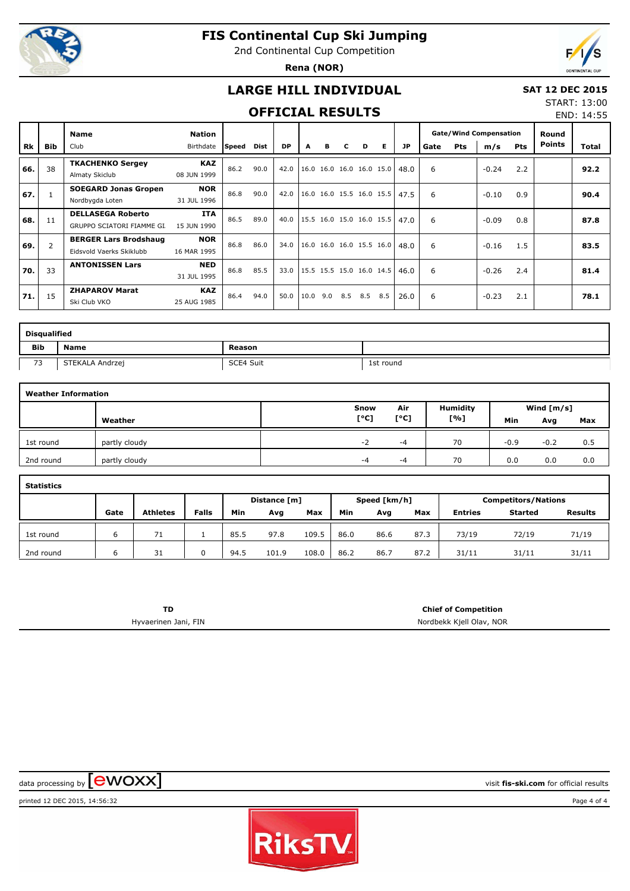# FIS Continental Cup Ski Jumping

2nd Continental Cup Competition

**Rena (NOR)**

## LARGE HILL INDIVIDUAL

**SAT 12 DEC 2015**

START: 13:00

END: 14:55

## OFFICIAL RESULTS

| Rk | Bib | Name / Club | Nation / Birthdate | Speed | Dist | DP | A | B | C | D | E | JP | Gate | Pts | m/s | Pts | Round Points | Total |
|---|---|---|---|---|---|---|---|---|---|---|---|---|---|---|---|---|---|---|
| 66. | 38 | **TKACHENKO Sergey** Almaty Skiclub | **KAZ** 08 JUN 1999 | 86.2 | 90.0 | 42.0 | 16.0 | 16.0 | 16.0 | 16.0 | 15.0 | 48.0 | 6 | | -0.24 | 2.2 | | **92.2** |
| 67. | 1 | **SOEGARD Jonas Gropen** Nordbygda Loten | **NOR** 31 JUL 1996 | 86.8 | 90.0 | 42.0 | 16.0 | 16.0 | 15.5 | 16.0 | 15.5 | 47.5 | 6 | | -0.10 | 0.9 | | **90.4** |
| 68. | 11 | **DELLASEGA Roberto** GRUPPO SCIATORI FIAMME GI. | **ITA** 15 JUN 1990 | 86.5 | 89.0 | 40.0 | 15.5 | 16.0 | 15.0 | 16.0 | 15.5 | 47.0 | 6 | | -0.09 | 0.8 | | **87.8** |
| 69. | 2 | **BERGER Lars Brodshaug** Eidsvold Vaerks Skiklubb | **NOR** 16 MAR 1995 | 86.8 | 86.0 | 34.0 | 16.0 | 16.0 | 16.0 | 15.5 | 16.0 | 48.0 | 6 | | -0.16 | 1.5 | | **83.5** |
| 70. | 33 | **ANTONISSEN Lars** | **NED** 31 JUL 1995 | 86.8 | 85.5 | 33.0 | 15.5 | 15.5 | 15.0 | 16.0 | 14.5 | 46.0 | 6 | | -0.26 | 2.4 | | **81.4** |
| 71. | 15 | **ZHAPAROV Marat** Ski Club VKO | **KAZ** 25 AUG 1985 | 86.4 | 94.0 | 50.0 | 10.0 | 9.0 | 8.5 | 8.5 | 8.5 | 26.0 | 6 | | -0.23 | 2.1 | | **78.1** |

### Disqualified

| Bib | Name | Reason | |
|---|---|---|---|
| 73 | STEKALA Andrzej | SCE4 Suit | 1st round |

### Weather Information

| | Weather | Snow [°C] | Air [°C] | Humidity [%] | Wind [m/s] Min | Avg | Max |
|---|---|---|---|---|---|---|---|
| 1st round | partly cloudy | -2 | -4 | 70 | -0.9 | -0.2 | 0.5 |
| 2nd round | partly cloudy | -4 | -4 | 70 | 0.0 | 0.0 | 0.0 |

### Statistics

| | Gate | Athletes | Falls | Distance [m] Min | Avg | Max | Speed [km/h] Min | Avg | Max | Competitors/Nations Entries | Started | Results |
|---|---|---|---|---|---|---|---|---|---|---|---|---|
| 1st round | 6 | 71 | 1 | 85.5 | 97.8 | 109.5 | 86.0 | 86.6 | 87.3 | 73/19 | 72/19 | 71/19 |
| 2nd round | 6 | 31 | 0 | 94.5 | 101.9 | 108.0 | 86.2 | 86.7 | 87.2 | 31/11 | 31/11 | 31/11 |

**TD**
Hyvaerinen Jani, FIN

**Chief of Competition**
Nordbekk Kjell Olav, NOR

data processing by ewoxx

visit **fis-ski.com** for official results

printed 12 DEC 2015, 14:56:32